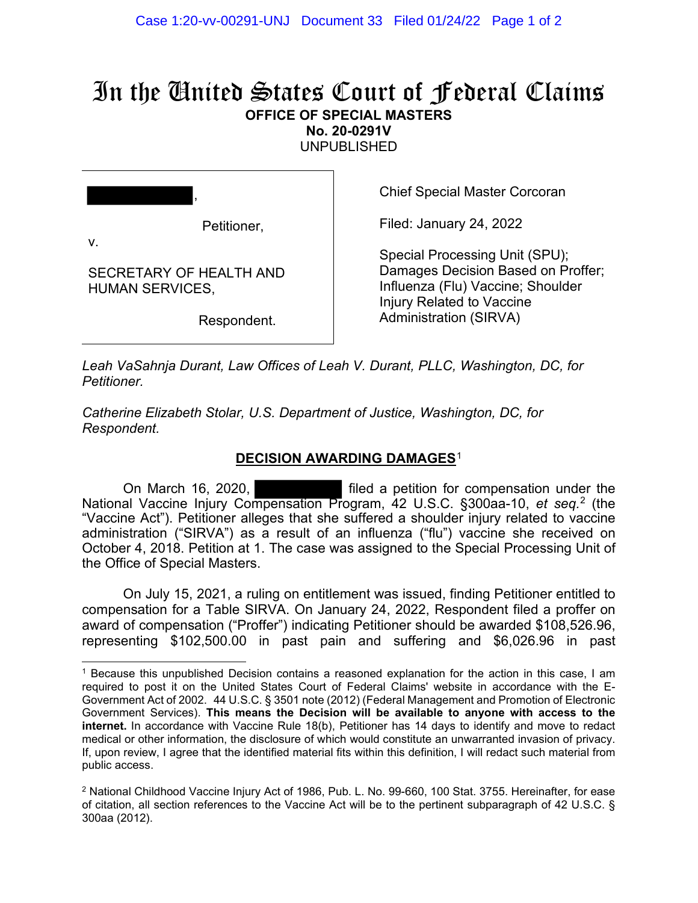# In the United States Court of Federal Claims

**OFFICE OF SPECIAL MASTERS**
**No. 20-0291V**
UNPUBLISHED

████████,

Petitioner,

v.

SECRETARY OF HEALTH AND HUMAN SERVICES,

Respondent.

Chief Special Master Corcoran

Filed: January 24, 2022

Special Processing Unit (SPU); Damages Decision Based on Proffer; Influenza (Flu) Vaccine; Shoulder Injury Related to Vaccine Administration (SIRVA)

*Leah VaSahnja Durant, Law Offices of Leah V. Durant, PLLC, Washington, DC, for Petitioner.*

*Catherine Elizabeth Stolar, U.S. Department of Justice, Washington, DC, for Respondent.*

## DECISION AWARDING DAMAGES[1]

On March 16, 2020, ████████ filed a petition for compensation under the National Vaccine Injury Compensation Program, 42 U.S.C. §300aa-10, *et seq.*[2] (the "Vaccine Act"). Petitioner alleges that she suffered a shoulder injury related to vaccine administration ("SIRVA") as a result of an influenza ("flu") vaccine she received on October 4, 2018. Petition at 1. The case was assigned to the Special Processing Unit of the Office of Special Masters.

On July 15, 2021, a ruling on entitlement was issued, finding Petitioner entitled to compensation for a Table SIRVA. On January 24, 2022, Respondent filed a proffer on award of compensation ("Proffer") indicating Petitioner should be awarded $108,526.96, representing $102,500.00 in past pain and suffering and $6,026.96 in past

---

[1] Because this unpublished Decision contains a reasoned explanation for the action in this case, I am required to post it on the United States Court of Federal Claims' website in accordance with the E-Government Act of 2002. 44 U.S.C. § 3501 note (2012) (Federal Management and Promotion of Electronic Government Services). **This means the Decision will be available to anyone with access to the internet.** In accordance with Vaccine Rule 18(b), Petitioner has 14 days to identify and move to redact medical or other information, the disclosure of which would constitute an unwarranted invasion of privacy. If, upon review, I agree that the identified material fits within this definition, I will redact such material from public access.

[2] National Childhood Vaccine Injury Act of 1986, Pub. L. No. 99-660, 100 Stat. 3755. Hereinafter, for ease of citation, all section references to the Vaccine Act will be to the pertinent subparagraph of 42 U.S.C. § 300aa (2012).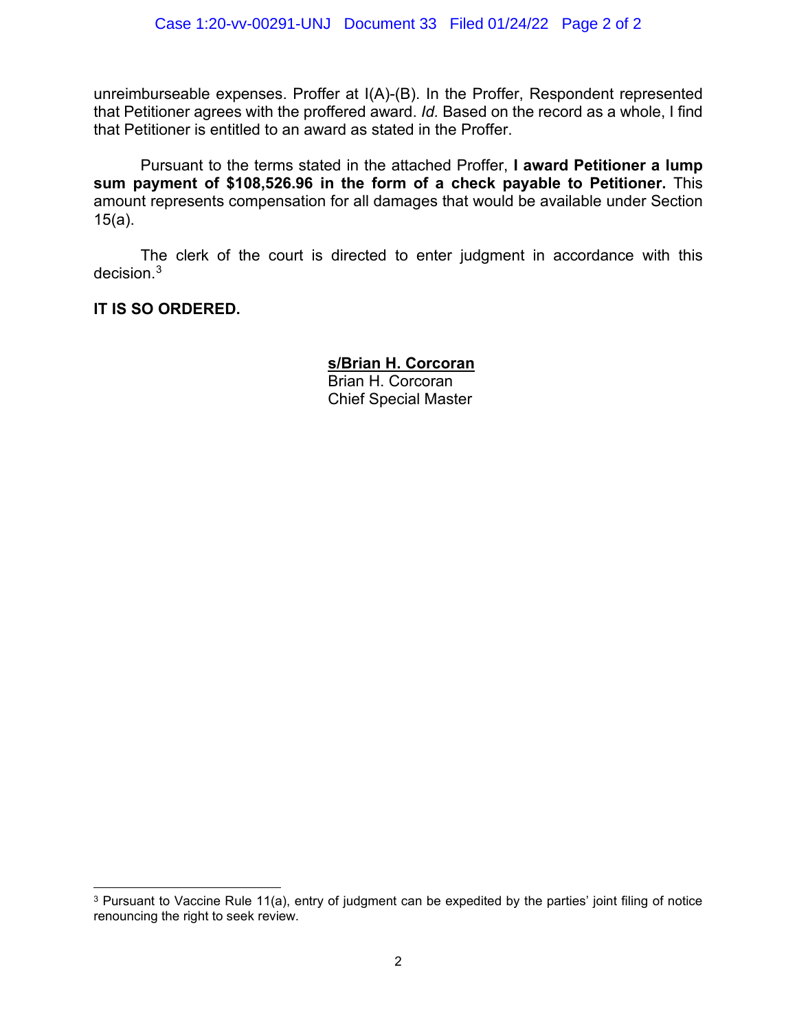unreimburseable expenses. Proffer at I(A)-(B). In the Proffer, Respondent represented that Petitioner agrees with the proffered award. *Id.* Based on the record as a whole, I find that Petitioner is entitled to an award as stated in the Proffer.

Pursuant to the terms stated in the attached Proffer, **I award Petitioner a lump sum payment of $108,526.96 in the form of a check payable to Petitioner.** This amount represents compensation for all damages that would be available under Section 15(a).

The clerk of the court is directed to enter judgment in accordance with this decision.[3]

**IT IS SO ORDERED.**

**s/Brian H. Corcoran**
Brian H. Corcoran
Chief Special Master

---

[3] Pursuant to Vaccine Rule 11(a), entry of judgment can be expedited by the parties' joint filing of notice renouncing the right to seek review.